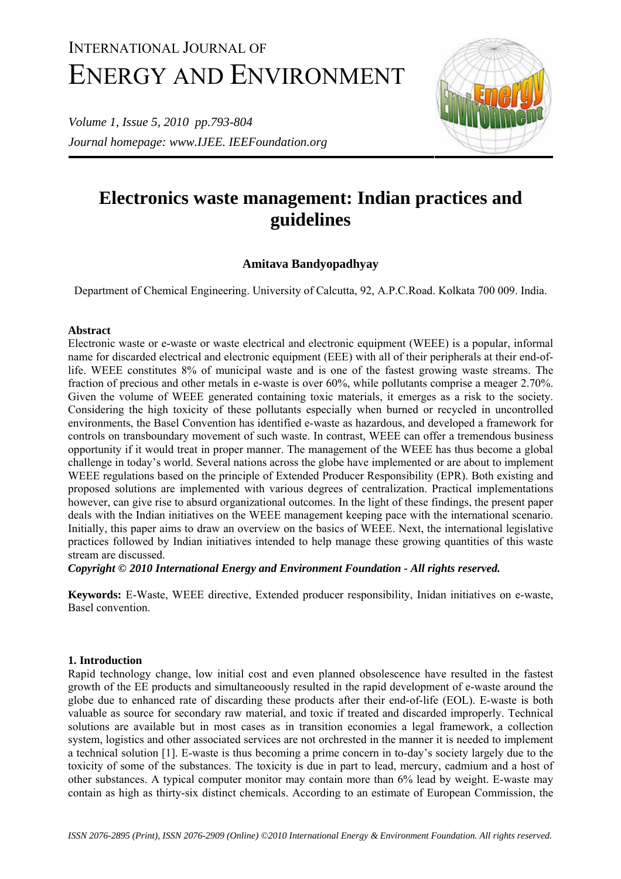# INTERNATIONAL JOURNAL OF ENERGY AND ENVIRONMENT

*Volume 1, Issue 5, 2010 pp.793-804*

*Journal homepage: www.IJEE. IEEFoundation.org*

# Electronics waste management: Indian practices and guidelines

**Amitava Bandyopadhyay**

Department of Chemical Engineering. University of Calcutta, 92, A.P.C.Road. Kolkata 700 009. India.

**Abstract**

Electronic waste or e-waste or waste electrical and electronic equipment (WEEE) is a popular, informal name for discarded electrical and electronic equipment (EEE) with all of their peripherals at their end-of-life. WEEE constitutes 8% of municipal waste and is one of the fastest growing waste streams. The fraction of precious and other metals in e-waste is over 60%, while pollutants comprise a meager 2.70%. Given the volume of WEEE generated containing toxic materials, it emerges as a risk to the society. Considering the high toxicity of these pollutants especially when burned or recycled in uncontrolled environments, the Basel Convention has identified e-waste as hazardous, and developed a framework for controls on transboundary movement of such waste. In contrast, WEEE can offer a tremendous business opportunity if it would treat in proper manner. The management of the WEEE has thus become a global challenge in today's world. Several nations across the globe have implemented or are about to implement WEEE regulations based on the principle of Extended Producer Responsibility (EPR). Both existing and proposed solutions are implemented with various degrees of centralization. Practical implementations however, can give rise to absurd organizational outcomes. In the light of these findings, the present paper deals with the Indian initiatives on the WEEE management keeping pace with the international scenario. Initially, this paper aims to draw an overview on the basics of WEEE. Next, the international legislative practices followed by Indian initiatives intended to help manage these growing quantities of this waste stream are discussed.

***Copyright © 2010 International Energy and Environment Foundation - All rights reserved.***

**Keywords:** E-Waste, WEEE directive, Extended producer responsibility, Inidan initiatives on e-waste, Basel convention.

## 1. Introduction

Rapid technology change, low initial cost and even planned obsolescence have resulted in the fastest growth of the EE products and simultaneoously resulted in the rapid development of e-waste around the globe due to enhanced rate of discarding these products after their end-of-life (EOL). E-waste is both valuable as source for secondary raw material, and toxic if treated and discarded improperly. Technical solutions are available but in most cases as in transition economies a legal framework, a collection system, logistics and other associated services are not orchrested in the manner it is needed to implement a technical solution [1]. E-waste is thus becoming a prime concern in to-day's society largely due to the toxicity of some of the substances. The toxicity is due in part to lead, mercury, cadmium and a host of other substances. A typical computer monitor may contain more than 6% lead by weight. E-waste may contain as high as thirty-six distinct chemicals. According to an estimate of European Commission, the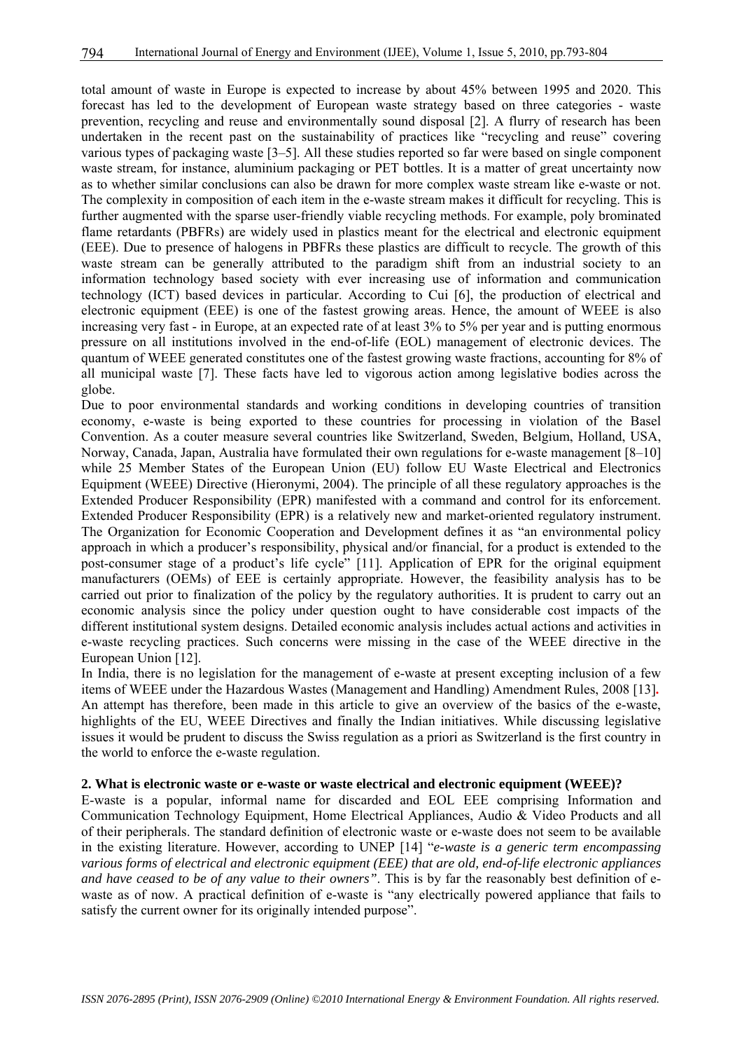total amount of waste in Europe is expected to increase by about 45% between 1995 and 2020. This forecast has led to the development of European waste strategy based on three categories - waste prevention, recycling and reuse and environmentally sound disposal [2]. A flurry of research has been undertaken in the recent past on the sustainability of practices like "recycling and reuse" covering various types of packaging waste [3–5]. All these studies reported so far were based on single component waste stream, for instance, aluminium packaging or PET bottles. It is a matter of great uncertainty now as to whether similar conclusions can also be drawn for more complex waste stream like e-waste or not. The complexity in composition of each item in the e-waste stream makes it difficult for recycling. This is further augmented with the sparse user-friendly viable recycling methods. For example, poly brominated flame retardants (PBFRs) are widely used in plastics meant for the electrical and electronic equipment (EEE). Due to presence of halogens in PBFRs these plastics are difficult to recycle. The growth of this waste stream can be generally attributed to the paradigm shift from an industrial society to an information technology based society with ever increasing use of information and communication technology (ICT) based devices in particular. According to Cui [6], the production of electrical and electronic equipment (EEE) is one of the fastest growing areas. Hence, the amount of WEEE is also increasing very fast - in Europe, at an expected rate of at least 3% to 5% per year and is putting enormous pressure on all institutions involved in the end-of-life (EOL) management of electronic devices. The quantum of WEEE generated constitutes one of the fastest growing waste fractions, accounting for 8% of all municipal waste [7]. These facts have led to vigorous action among legislative bodies across the globe.

Due to poor environmental standards and working conditions in developing countries of transition economy, e-waste is being exported to these countries for processing in violation of the Basel Convention. As a couter measure several countries like Switzerland, Sweden, Belgium, Holland, USA, Norway, Canada, Japan, Australia have formulated their own regulations for e-waste management [8–10] while 25 Member States of the European Union (EU) follow EU Waste Electrical and Electronics Equipment (WEEE) Directive (Hieronymi, 2004). The principle of all these regulatory approaches is the Extended Producer Responsibility (EPR) manifested with a command and control for its enforcement. Extended Producer Responsibility (EPR) is a relatively new and market-oriented regulatory instrument. The Organization for Economic Cooperation and Development defines it as "an environmental policy approach in which a producer's responsibility, physical and/or financial, for a product is extended to the post-consumer stage of a product's life cycle" [11]. Application of EPR for the original equipment manufacturers (OEMs) of EEE is certainly appropriate. However, the feasibility analysis has to be carried out prior to finalization of the policy by the regulatory authorities. It is prudent to carry out an economic analysis since the policy under question ought to have considerable cost impacts of the different institutional system designs. Detailed economic analysis includes actual actions and activities in e-waste recycling practices. Such concerns were missing in the case of the WEEE directive in the European Union [12].

In India, there is no legislation for the management of e-waste at present excepting inclusion of a few items of WEEE under the Hazardous Wastes (Management and Handling) Amendment Rules, 2008 [13]. An attempt has therefore, been made in this article to give an overview of the basics of the e-waste, highlights of the EU, WEEE Directives and finally the Indian initiatives. While discussing legislative issues it would be prudent to discuss the Swiss regulation as a priori as Switzerland is the first country in the world to enforce the e-waste regulation.

## 2. What is electronic waste or e-waste or waste electrical and electronic equipment (WEEE)?

E-waste is a popular, informal name for discarded and EOL EEE comprising Information and Communication Technology Equipment, Home Electrical Appliances, Audio & Video Products and all of their peripherals. The standard definition of electronic waste or e-waste does not seem to be available in the existing literature. However, according to UNEP [14] "*e-waste is a generic term encompassing various forms of electrical and electronic equipment (EEE) that are old, end-of-life electronic appliances and have ceased to be of any value to their owners"*. This is by far the reasonably best definition of e-waste as of now. A practical definition of e-waste is "any electrically powered appliance that fails to satisfy the current owner for its originally intended purpose".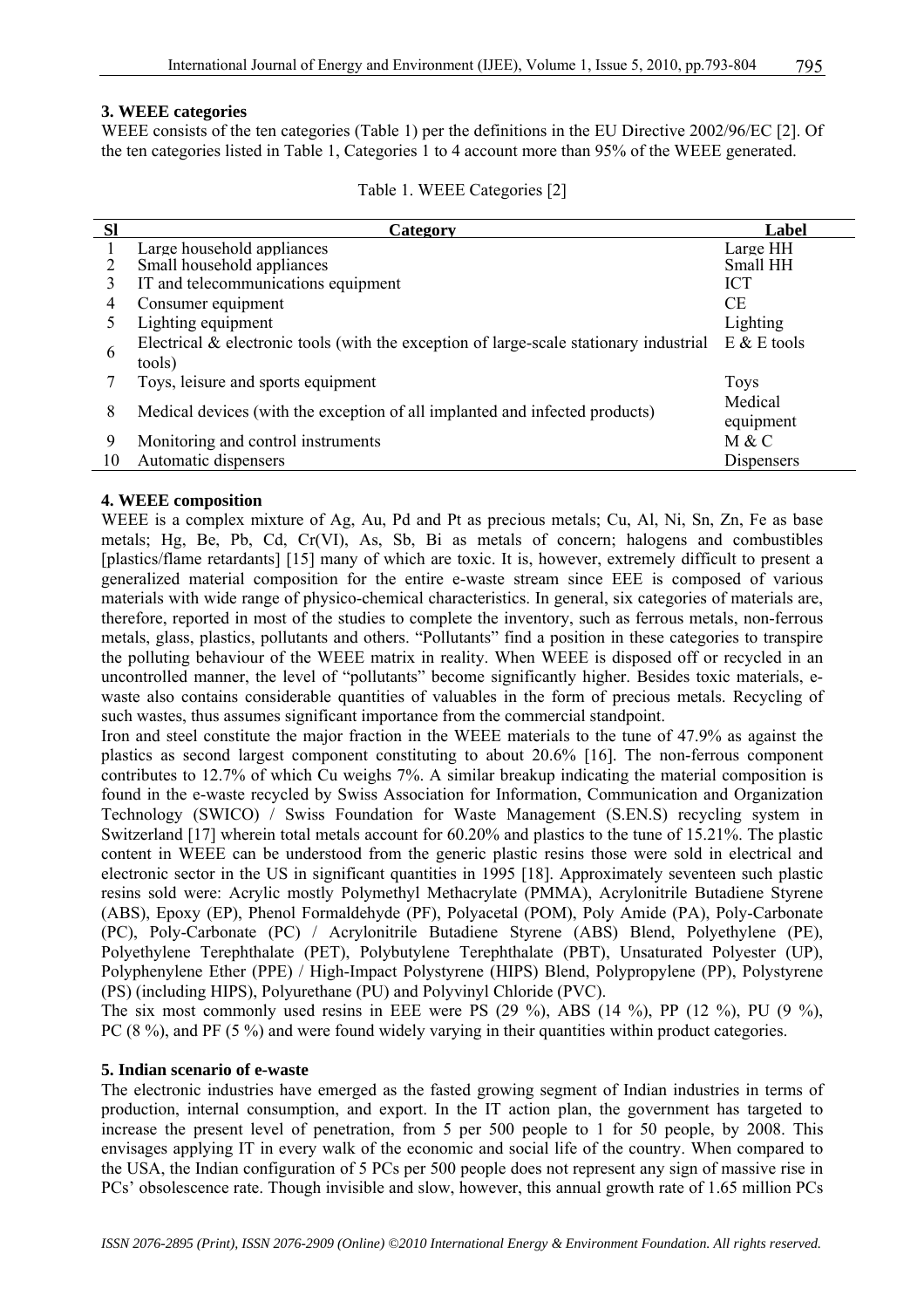### 3. WEEE categories

WEEE consists of the ten categories (Table 1) per the definitions in the EU Directive 2002/96/EC [2]. Of the ten categories listed in Table 1, Categories 1 to 4 account more than 95% of the WEEE generated.

Table 1. WEEE Categories [2]

| Sl | Category | Label |
|---|---|---|
| 1 | Large household appliances | Large HH |
| 2 | Small household appliances | Small HH |
| 3 | IT and telecommunications equipment | ICT |
| 4 | Consumer equipment | CE |
| 5 | Lighting equipment | Lighting |
| 6 | Electrical & electronic tools (with the exception of large-scale stationary industrial tools) | E & E tools |
| 7 | Toys, leisure and sports equipment | Toys |
| 8 | Medical devices (with the exception of all implanted and infected products) | Medical equipment |
| 9 | Monitoring and control instruments | M & C |
| 10 | Automatic dispensers | Dispensers |

### 4. WEEE composition

WEEE is a complex mixture of Ag, Au, Pd and Pt as precious metals; Cu, Al, Ni, Sn, Zn, Fe as base metals; Hg, Be, Pb, Cd, Cr(VI), As, Sb, Bi as metals of concern; halogens and combustibles [plastics/flame retardants] [15] many of which are toxic. It is, however, extremely difficult to present a generalized material composition for the entire e-waste stream since EEE is composed of various materials with wide range of physico-chemical characteristics. In general, six categories of materials are, therefore, reported in most of the studies to complete the inventory, such as ferrous metals, non-ferrous metals, glass, plastics, pollutants and others. "Pollutants" find a position in these categories to transpire the polluting behaviour of the WEEE matrix in reality. When WEEE is disposed off or recycled in an uncontrolled manner, the level of "pollutants" become significantly higher. Besides toxic materials, e-waste also contains considerable quantities of valuables in the form of precious metals. Recycling of such wastes, thus assumes significant importance from the commercial standpoint.

Iron and steel constitute the major fraction in the WEEE materials to the tune of 47.9% as against the plastics as second largest component constituting to about 20.6% [16]. The non-ferrous component contributes to 12.7% of which Cu weighs 7%. A similar breakup indicating the material composition is found in the e-waste recycled by Swiss Association for Information, Communication and Organization Technology (SWICO) / Swiss Foundation for Waste Management (S.EN.S) recycling system in Switzerland [17] wherein total metals account for 60.20% and plastics to the tune of 15.21%. The plastic content in WEEE can be understood from the generic plastic resins those were sold in electrical and electronic sector in the US in significant quantities in 1995 [18]. Approximately seventeen such plastic resins sold were: Acrylic mostly Polymethyl Methacrylate (PMMA), Acrylonitrile Butadiene Styrene (ABS), Epoxy (EP), Phenol Formaldehyde (PF), Polyacetal (POM), Poly Amide (PA), Poly-Carbonate (PC), Poly-Carbonate (PC) / Acrylonitrile Butadiene Styrene (ABS) Blend, Polyethylene (PE), Polyethylene Terephthalate (PET), Polybutylene Terephthalate (PBT), Unsaturated Polyester (UP), Polyphenylene Ether (PPE) / High-Impact Polystyrene (HIPS) Blend, Polypropylene (PP), Polystyrene (PS) (including HIPS), Polyurethane (PU) and Polyvinyl Chloride (PVC).

The six most commonly used resins in EEE were PS (29 %), ABS (14 %), PP (12 %), PU (9 %), PC (8 %), and PF (5 %) and were found widely varying in their quantities within product categories.

### 5. Indian scenario of e-waste

The electronic industries have emerged as the fasted growing segment of Indian industries in terms of production, internal consumption, and export. In the IT action plan, the government has targeted to increase the present level of penetration, from 5 per 500 people to 1 for 50 people, by 2008. This envisages applying IT in every walk of the economic and social life of the country. When compared to the USA, the Indian configuration of 5 PCs per 500 people does not represent any sign of massive rise in PCs' obsolescence rate. Though invisible and slow, however, this annual growth rate of 1.65 million PCs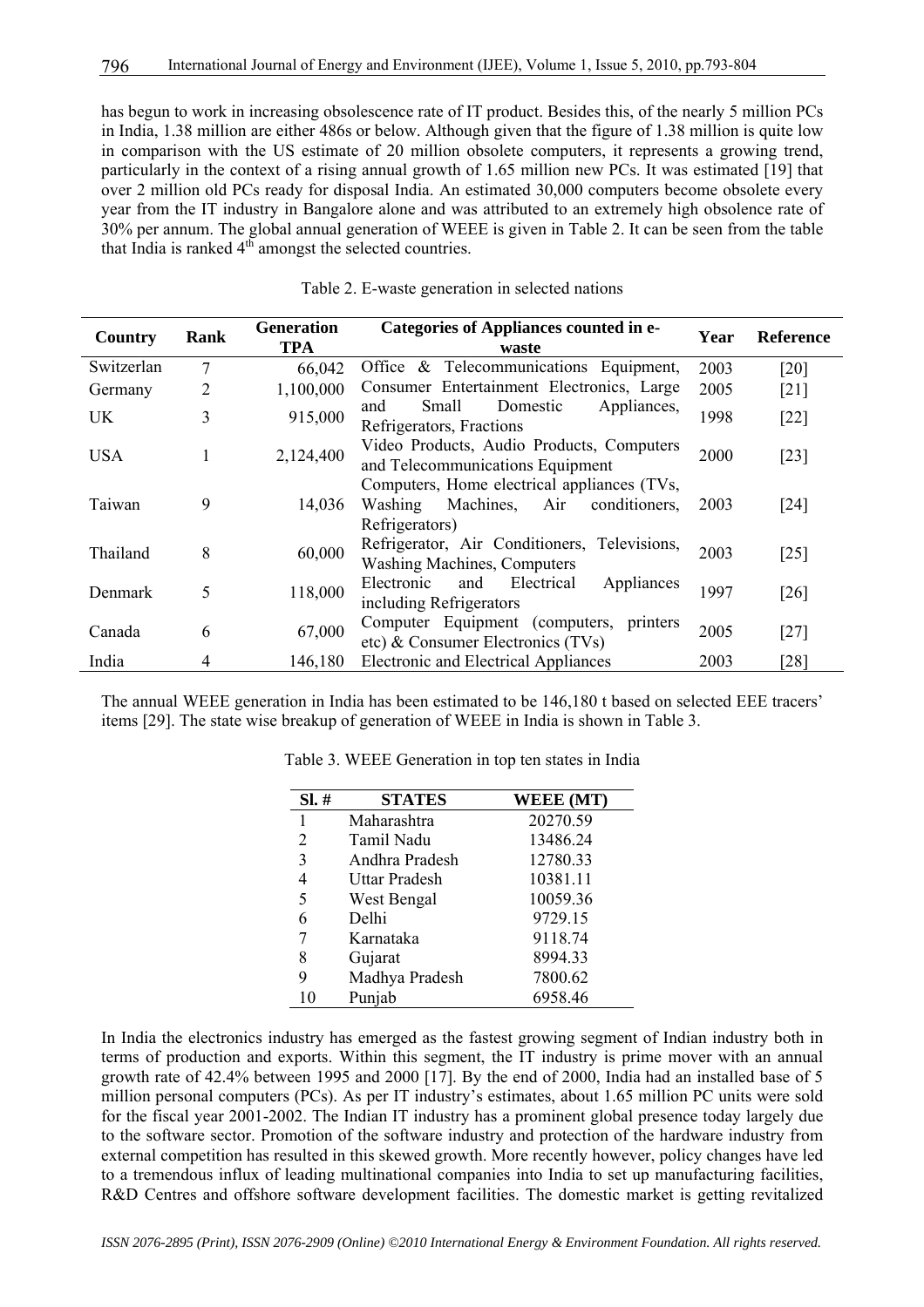has begun to work in increasing obsolescence rate of IT product. Besides this, of the nearly 5 million PCs in India, 1.38 million are either 486s or below. Although given that the figure of 1.38 million is quite low in comparison with the US estimate of 20 million obsolete computers, it represents a growing trend, particularly in the context of a rising annual growth of 1.65 million new PCs. It was estimated [19] that over 2 million old PCs ready for disposal India. An estimated 30,000 computers become obsolete every year from the IT industry in Bangalore alone and was attributed to an extremely high obsolence rate of 30% per annum. The global annual generation of WEEE is given in Table 2. It can be seen from the table that India is ranked 4th amongst the selected countries.

Table 2. E-waste generation in selected nations

| Country | Rank | Generation TPA | Categories of Appliances counted in e-waste | Year | Reference |
|---|---|---|---|---|---|
| Switzerlan | 7 | 66,042 | Office & Telecommunications Equipment, | 2003 | [20] |
| Germany | 2 | 1,100,000 | Consumer Entertainment Electronics, Large | 2005 | [21] |
| UK | 3 | 915,000 | and Small Domestic Appliances, Refrigerators, Fractions | 1998 | [22] |
| USA | 1 | 2,124,400 | Video Products, Audio Products, Computers and Telecommunications Equipment | 2000 | [23] |
| Taiwan | 9 | 14,036 | Computers, Home electrical appliances (TVs, Washing Machines, Air conditioners, Refrigerators) | 2003 | [24] |
| Thailand | 8 | 60,000 | Refrigerator, Air Conditioners, Televisions, Washing Machines, Computers | 2003 | [25] |
| Denmark | 5 | 118,000 | Electronic and Electrical Appliances including Refrigerators | 1997 | [26] |
| Canada | 6 | 67,000 | Computer Equipment (computers, printers etc) & Consumer Electronics (TVs) | 2005 | [27] |
| India | 4 | 146,180 | Electronic and Electrical Appliances | 2003 | [28] |

The annual WEEE generation in India has been estimated to be 146,180 t based on selected EEE tracers' items [29]. The state wise breakup of generation of WEEE in India is shown in Table 3.

Table 3. WEEE Generation in top ten states in India

| Sl. # | STATES | WEEE (MT) |
|---|---|---|
| 1 | Maharashtra | 20270.59 |
| 2 | Tamil Nadu | 13486.24 |
| 3 | Andhra Pradesh | 12780.33 |
| 4 | Uttar Pradesh | 10381.11 |
| 5 | West Bengal | 10059.36 |
| 6 | Delhi | 9729.15 |
| 7 | Karnataka | 9118.74 |
| 8 | Gujarat | 8994.33 |
| 9 | Madhya Pradesh | 7800.62 |
| 10 | Punjab | 6958.46 |

In India the electronics industry has emerged as the fastest growing segment of Indian industry both in terms of production and exports. Within this segment, the IT industry is prime mover with an annual growth rate of 42.4% between 1995 and 2000 [17]. By the end of 2000, India had an installed base of 5 million personal computers (PCs). As per IT industry's estimates, about 1.65 million PC units were sold for the fiscal year 2001-2002. The Indian IT industry has a prominent global presence today largely due to the software sector. Promotion of the software industry and protection of the hardware industry from external competition has resulted in this skewed growth. More recently however, policy changes have led to a tremendous influx of leading multinational companies into India to set up manufacturing facilities, R&D Centres and offshore software development facilities. The domestic market is getting revitalized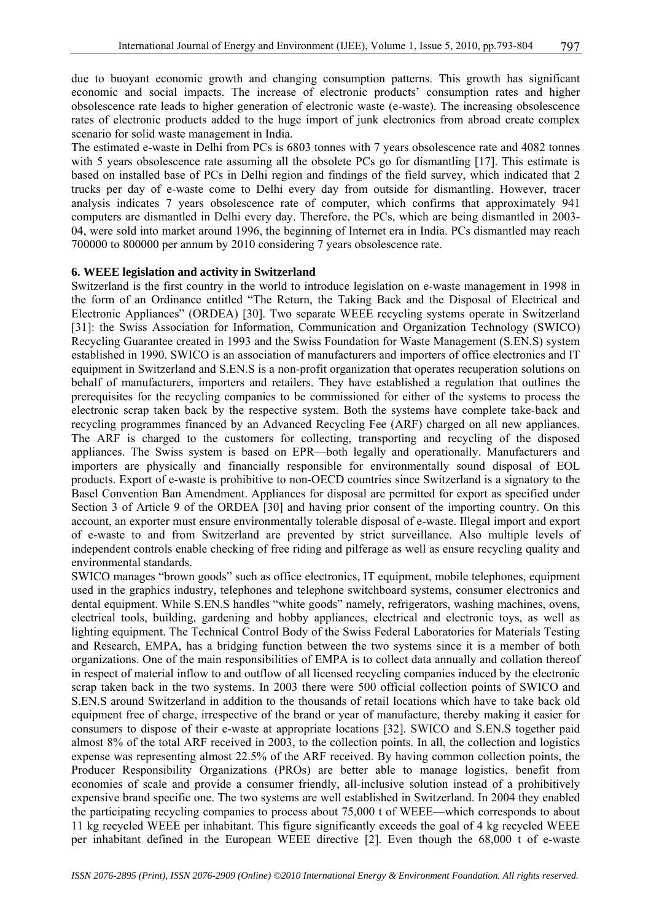due to buoyant economic growth and changing consumption patterns. This growth has significant economic and social impacts. The increase of electronic products' consumption rates and higher obsolescence rate leads to higher generation of electronic waste (e-waste). The increasing obsolescence rates of electronic products added to the huge import of junk electronics from abroad create complex scenario for solid waste management in India.

The estimated e-waste in Delhi from PCs is 6803 tonnes with 7 years obsolescence rate and 4082 tonnes with 5 years obsolescence rate assuming all the obsolete PCs go for dismantling [17]. This estimate is based on installed base of PCs in Delhi region and findings of the field survey, which indicated that 2 trucks per day of e-waste come to Delhi every day from outside for dismantling. However, tracer analysis indicates 7 years obsolescence rate of computer, which confirms that approximately 941 computers are dismantled in Delhi every day. Therefore, the PCs, which are being dismantled in 2003-04, were sold into market around 1996, the beginning of Internet era in India. PCs dismantled may reach 700000 to 800000 per annum by 2010 considering 7 years obsolescence rate.

## 6. WEEE legislation and activity in Switzerland

Switzerland is the first country in the world to introduce legislation on e-waste management in 1998 in the form of an Ordinance entitled "The Return, the Taking Back and the Disposal of Electrical and Electronic Appliances" (ORDEA) [30]. Two separate WEEE recycling systems operate in Switzerland [31]: the Swiss Association for Information, Communication and Organization Technology (SWICO) Recycling Guarantee created in 1993 and the Swiss Foundation for Waste Management (S.EN.S) system established in 1990. SWICO is an association of manufacturers and importers of office electronics and IT equipment in Switzerland and S.EN.S is a non-profit organization that operates recuperation solutions on behalf of manufacturers, importers and retailers. They have established a regulation that outlines the prerequisites for the recycling companies to be commissioned for either of the systems to process the electronic scrap taken back by the respective system. Both the systems have complete take-back and recycling programmes financed by an Advanced Recycling Fee (ARF) charged on all new appliances. The ARF is charged to the customers for collecting, transporting and recycling of the disposed appliances. The Swiss system is based on EPR—both legally and operationally. Manufacturers and importers are physically and financially responsible for environmentally sound disposal of EOL products. Export of e-waste is prohibitive to non-OECD countries since Switzerland is a signatory to the Basel Convention Ban Amendment. Appliances for disposal are permitted for export as specified under Section 3 of Article 9 of the ORDEA [30] and having prior consent of the importing country. On this account, an exporter must ensure environmentally tolerable disposal of e-waste. Illegal import and export of e-waste to and from Switzerland are prevented by strict surveillance. Also multiple levels of independent controls enable checking of free riding and pilferage as well as ensure recycling quality and environmental standards.

SWICO manages "brown goods" such as office electronics, IT equipment, mobile telephones, equipment used in the graphics industry, telephones and telephone switchboard systems, consumer electronics and dental equipment. While S.EN.S handles "white goods" namely, refrigerators, washing machines, ovens, electrical tools, building, gardening and hobby appliances, electrical and electronic toys, as well as lighting equipment. The Technical Control Body of the Swiss Federal Laboratories for Materials Testing and Research, EMPA, has a bridging function between the two systems since it is a member of both organizations. One of the main responsibilities of EMPA is to collect data annually and collation thereof in respect of material inflow to and outflow of all licensed recycling companies induced by the electronic scrap taken back in the two systems. In 2003 there were 500 official collection points of SWICO and S.EN.S around Switzerland in addition to the thousands of retail locations which have to take back old equipment free of charge, irrespective of the brand or year of manufacture, thereby making it easier for consumers to dispose of their e-waste at appropriate locations [32]. SWICO and S.EN.S together paid almost 8% of the total ARF received in 2003, to the collection points. In all, the collection and logistics expense was representing almost 22.5% of the ARF received. By having common collection points, the Producer Responsibility Organizations (PROs) are better able to manage logistics, benefit from economies of scale and provide a consumer friendly, all-inclusive solution instead of a prohibitively expensive brand specific one. The two systems are well established in Switzerland. In 2004 they enabled the participating recycling companies to process about 75,000 t of WEEE—which corresponds to about 11 kg recycled WEEE per inhabitant. This figure significantly exceeds the goal of 4 kg recycled WEEE per inhabitant defined in the European WEEE directive [2]. Even though the 68,000 t of e-waste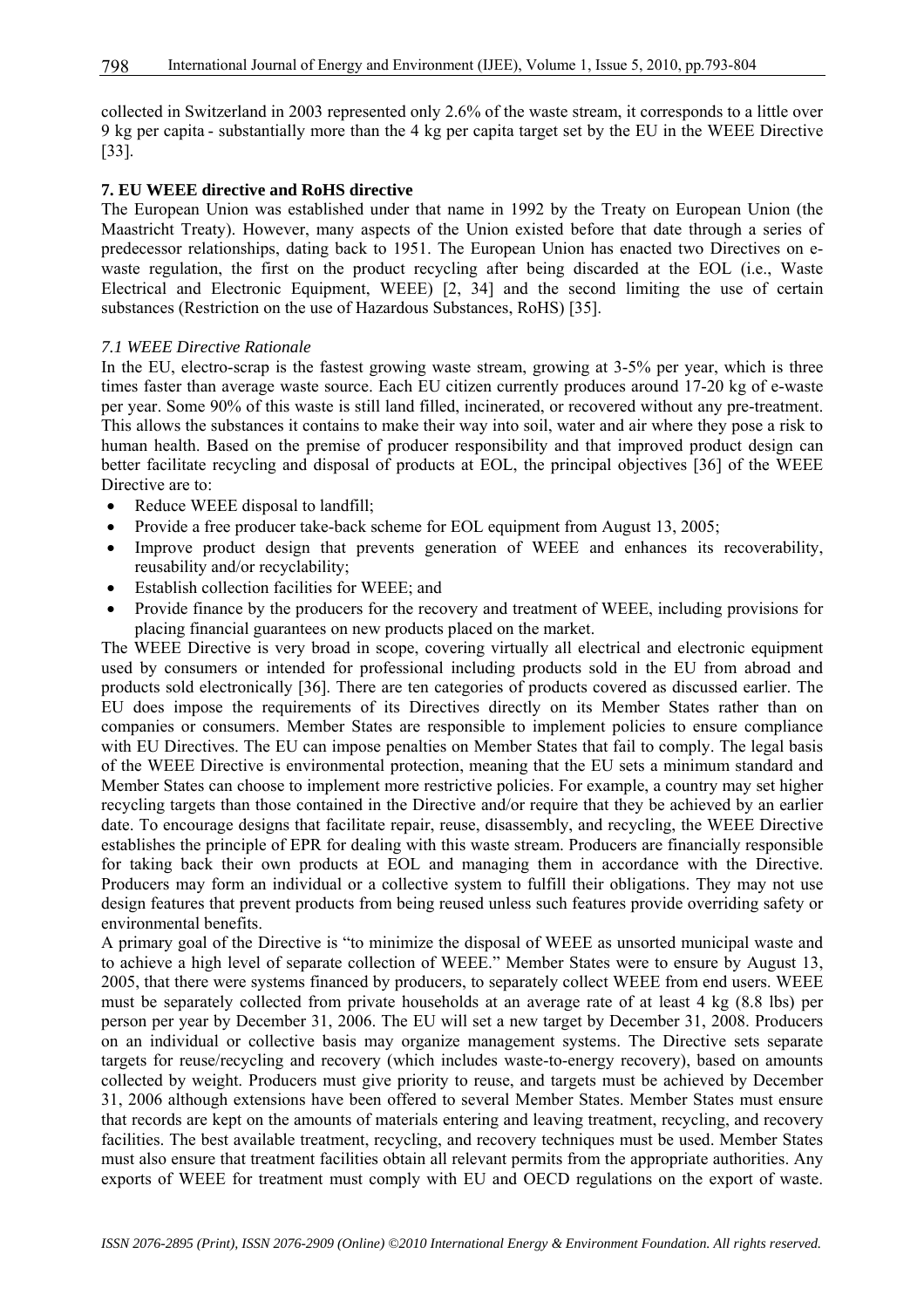collected in Switzerland in 2003 represented only 2.6% of the waste stream, it corresponds to a little over 9 kg per capita - substantially more than the 4 kg per capita target set by the EU in the WEEE Directive [33].

**7. EU WEEE directive and RoHS directive**

The European Union was established under that name in 1992 by the Treaty on European Union (the Maastricht Treaty). However, many aspects of the Union existed before that date through a series of predecessor relationships, dating back to 1951. The European Union has enacted two Directives on e-waste regulation, the first on the product recycling after being discarded at the EOL (i.e., Waste Electrical and Electronic Equipment, WEEE) [2, 34] and the second limiting the use of certain substances (Restriction on the use of Hazardous Substances, RoHS) [35].

*7.1 WEEE Directive Rationale*

In the EU, electro-scrap is the fastest growing waste stream, growing at 3-5% per year, which is three times faster than average waste source. Each EU citizen currently produces around 17-20 kg of e-waste per year. Some 90% of this waste is still land filled, incinerated, or recovered without any pre-treatment. This allows the substances it contains to make their way into soil, water and air where they pose a risk to human health. Based on the premise of producer responsibility and that improved product design can better facilitate recycling and disposal of products at EOL, the principal objectives [36] of the WEEE Directive are to:

- Reduce WEEE disposal to landfill;
- Provide a free producer take-back scheme for EOL equipment from August 13, 2005;
- Improve product design that prevents generation of WEEE and enhances its recoverability, reusability and/or recyclability;
- Establish collection facilities for WEEE; and
- Provide finance by the producers for the recovery and treatment of WEEE, including provisions for placing financial guarantees on new products placed on the market.

The WEEE Directive is very broad in scope, covering virtually all electrical and electronic equipment used by consumers or intended for professional including products sold in the EU from abroad and products sold electronically [36]. There are ten categories of products covered as discussed earlier. The EU does impose the requirements of its Directives directly on its Member States rather than on companies or consumers. Member States are responsible to implement policies to ensure compliance with EU Directives. The EU can impose penalties on Member States that fail to comply. The legal basis of the WEEE Directive is environmental protection, meaning that the EU sets a minimum standard and Member States can choose to implement more restrictive policies. For example, a country may set higher recycling targets than those contained in the Directive and/or require that they be achieved by an earlier date. To encourage designs that facilitate repair, reuse, disassembly, and recycling, the WEEE Directive establishes the principle of EPR for dealing with this waste stream. Producers are financially responsible for taking back their own products at EOL and managing them in accordance with the Directive. Producers may form an individual or a collective system to fulfill their obligations. They may not use design features that prevent products from being reused unless such features provide overriding safety or environmental benefits.

A primary goal of the Directive is "to minimize the disposal of WEEE as unsorted municipal waste and to achieve a high level of separate collection of WEEE." Member States were to ensure by August 13, 2005, that there were systems financed by producers, to separately collect WEEE from end users. WEEE must be separately collected from private households at an average rate of at least 4 kg (8.8 lbs) per person per year by December 31, 2006. The EU will set a new target by December 31, 2008. Producers on an individual or collective basis may organize management systems. The Directive sets separate targets for reuse/recycling and recovery (which includes waste-to-energy recovery), based on amounts collected by weight. Producers must give priority to reuse, and targets must be achieved by December 31, 2006 although extensions have been offered to several Member States. Member States must ensure that records are kept on the amounts of materials entering and leaving treatment, recycling, and recovery facilities. The best available treatment, recycling, and recovery techniques must be used. Member States must also ensure that treatment facilities obtain all relevant permits from the appropriate authorities. Any exports of WEEE for treatment must comply with EU and OECD regulations on the export of waste.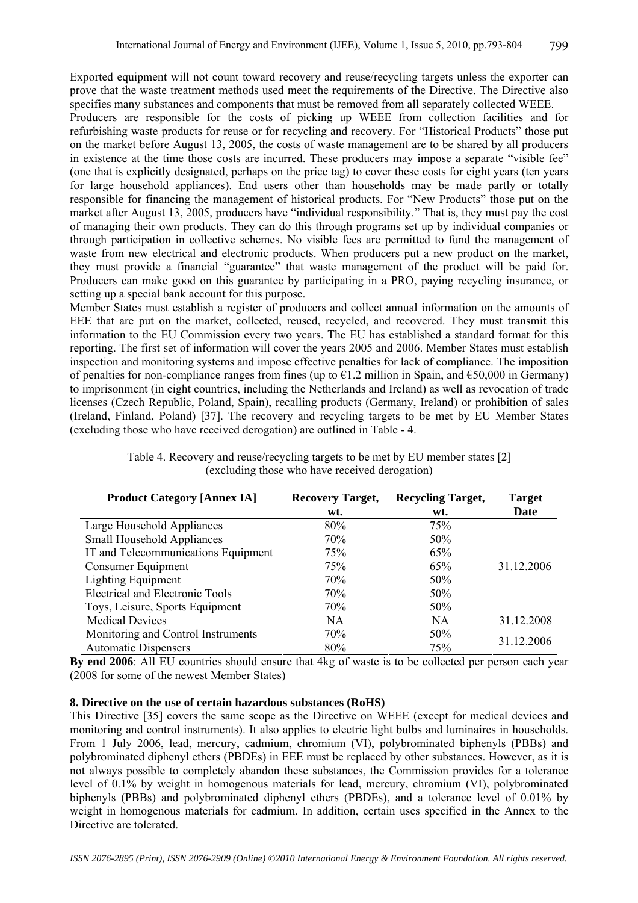Exported equipment will not count toward recovery and reuse/recycling targets unless the exporter can prove that the waste treatment methods used meet the requirements of the Directive. The Directive also specifies many substances and components that must be removed from all separately collected WEEE.

Producers are responsible for the costs of picking up WEEE from collection facilities and for refurbishing waste products for reuse or for recycling and recovery. For "Historical Products" those put on the market before August 13, 2005, the costs of waste management are to be shared by all producers in existence at the time those costs are incurred. These producers may impose a separate "visible fee" (one that is explicitly designated, perhaps on the price tag) to cover these costs for eight years (ten years for large household appliances). End users other than households may be made partly or totally responsible for financing the management of historical products. For "New Products" those put on the market after August 13, 2005, producers have "individual responsibility." That is, they must pay the cost of managing their own products. They can do this through programs set up by individual companies or through participation in collective schemes. No visible fees are permitted to fund the management of waste from new electrical and electronic products. When producers put a new product on the market, they must provide a financial "guarantee" that waste management of the product will be paid for. Producers can make good on this guarantee by participating in a PRO, paying recycling insurance, or setting up a special bank account for this purpose.

Member States must establish a register of producers and collect annual information on the amounts of EEE that are put on the market, collected, reused, recycled, and recovered. They must transmit this information to the EU Commission every two years. The EU has established a standard format for this reporting. The first set of information will cover the years 2005 and 2006. Member States must establish inspection and monitoring systems and impose effective penalties for lack of compliance. The imposition of penalties for non-compliance ranges from fines (up to €1.2 million in Spain, and €50,000 in Germany) to imprisonment (in eight countries, including the Netherlands and Ireland) as well as revocation of trade licenses (Czech Republic, Poland, Spain), recalling products (Germany, Ireland) or prohibition of sales (Ireland, Finland, Poland) [37]. The recovery and recycling targets to be met by EU Member States (excluding those who have received derogation) are outlined in Table - 4.

Table 4. Recovery and reuse/recycling targets to be met by EU member states [2] (excluding those who have received derogation)

| Product Category [Annex IA] | Recovery Target, wt. | Recycling Target, wt. | Target Date |
|---|---|---|---|
| Large Household Appliances | 80% | 75% | 31.12.2006 |
| Small Household Appliances | 70% | 50% | |
| IT and Telecommunications Equipment | 75% | 65% | |
| Consumer Equipment | 75% | 65% | |
| Lighting Equipment | 70% | 50% | |
| Electrical and Electronic Tools | 70% | 50% | |
| Toys, Leisure, Sports Equipment | 70% | 50% | |
| Medical Devices | NA | NA | 31.12.2008 |
| Monitoring and Control Instruments | 70% | 50% | 31.12.2006 |
| Automatic Dispensers | 80% | 75% | |

**By end 2006**: All EU countries should ensure that 4kg of waste is to be collected per person each year (2008 for some of the newest Member States)

### 8. Directive on the use of certain hazardous substances (RoHS)

This Directive [35] covers the same scope as the Directive on WEEE (except for medical devices and monitoring and control instruments). It also applies to electric light bulbs and luminaires in households. From 1 July 2006, lead, mercury, cadmium, chromium (VI), polybrominated biphenyls (PBBs) and polybrominated diphenyl ethers (PBDEs) in EEE must be replaced by other substances. However, as it is not always possible to completely abandon these substances, the Commission provides for a tolerance level of 0.1% by weight in homogenous materials for lead, mercury, chromium (VI), polybrominated biphenyls (PBBs) and polybrominated diphenyl ethers (PBDEs), and a tolerance level of 0.01% by weight in homogenous materials for cadmium. In addition, certain uses specified in the Annex to the Directive are tolerated.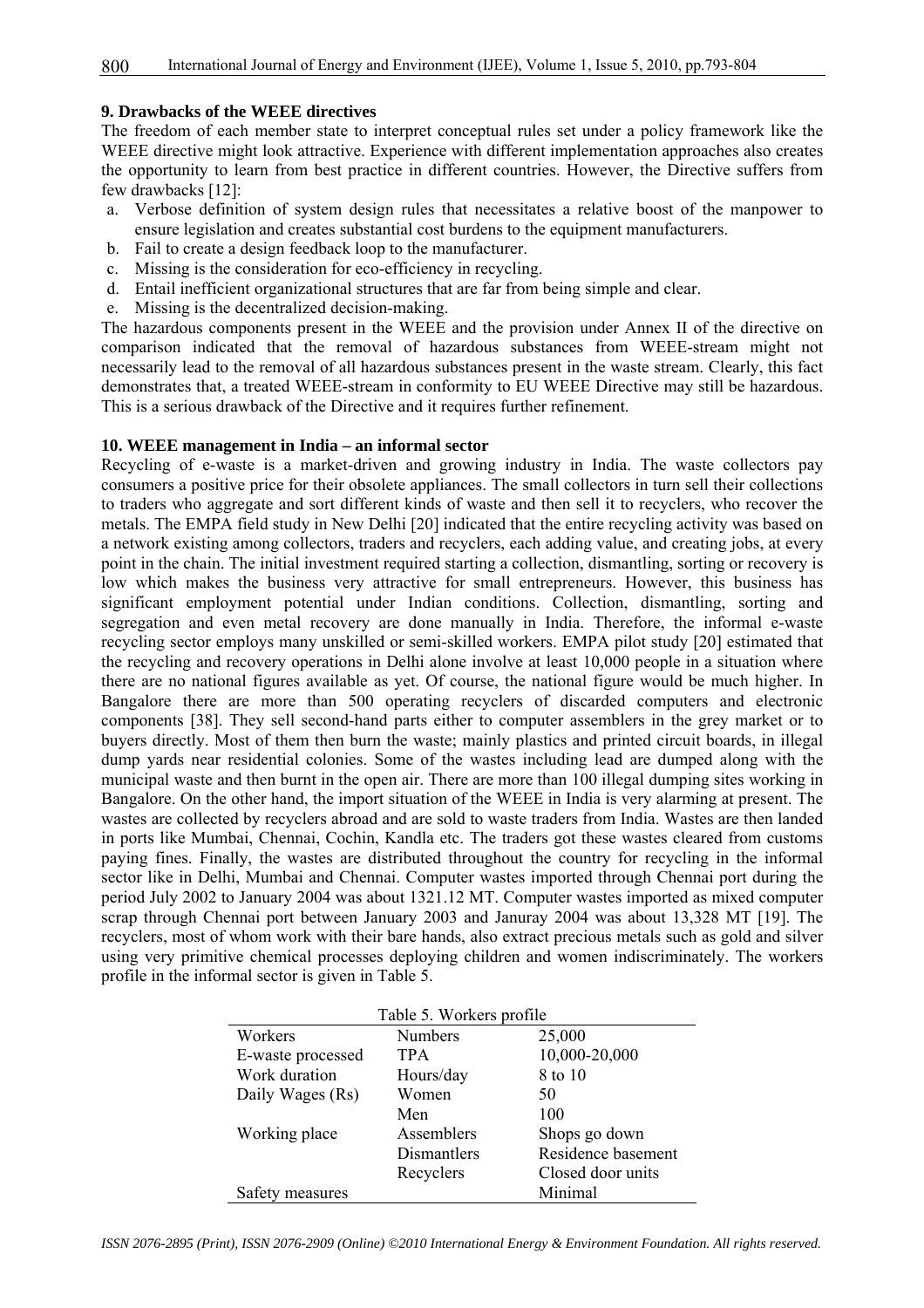### 9. Drawbacks of the WEEE directives

The freedom of each member state to interpret conceptual rules set under a policy framework like the WEEE directive might look attractive. Experience with different implementation approaches also creates the opportunity to learn from best practice in different countries. However, the Directive suffers from few drawbacks [12]:

a. Verbose definition of system design rules that necessitates a relative boost of the manpower to ensure legislation and creates substantial cost burdens to the equipment manufacturers.
b. Fail to create a design feedback loop to the manufacturer.
c. Missing is the consideration for eco-efficiency in recycling.
d. Entail inefficient organizational structures that are far from being simple and clear.
e. Missing is the decentralized decision-making.

The hazardous components present in the WEEE and the provision under Annex II of the directive on comparison indicated that the removal of hazardous substances from WEEE-stream might not necessarily lead to the removal of all hazardous substances present in the waste stream. Clearly, this fact demonstrates that, a treated WEEE-stream in conformity to EU WEEE Directive may still be hazardous. This is a serious drawback of the Directive and it requires further refinement.

### 10. WEEE management in India – an informal sector

Recycling of e-waste is a market-driven and growing industry in India. The waste collectors pay consumers a positive price for their obsolete appliances. The small collectors in turn sell their collections to traders who aggregate and sort different kinds of waste and then sell it to recyclers, who recover the metals. The EMPA field study in New Delhi [20] indicated that the entire recycling activity was based on a network existing among collectors, traders and recyclers, each adding value, and creating jobs, at every point in the chain. The initial investment required starting a collection, dismantling, sorting or recovery is low which makes the business very attractive for small entrepreneurs. However, this business has significant employment potential under Indian conditions. Collection, dismantling, sorting and segregation and even metal recovery are done manually in India. Therefore, the informal e-waste recycling sector employs many unskilled or semi-skilled workers. EMPA pilot study [20] estimated that the recycling and recovery operations in Delhi alone involve at least 10,000 people in a situation where there are no national figures available as yet. Of course, the national figure would be much higher. In Bangalore there are more than 500 operating recyclers of discarded computers and electronic components [38]. They sell second-hand parts either to computer assemblers in the grey market or to buyers directly. Most of them then burn the waste; mainly plastics and printed circuit boards, in illegal dump yards near residential colonies. Some of the wastes including lead are dumped along with the municipal waste and then burnt in the open air. There are more than 100 illegal dumping sites working in Bangalore. On the other hand, the import situation of the WEEE in India is very alarming at present. The wastes are collected by recyclers abroad and are sold to waste traders from India. Wastes are then landed in ports like Mumbai, Chennai, Cochin, Kandla etc. The traders got these wastes cleared from customs paying fines. Finally, the wastes are distributed throughout the country for recycling in the informal sector like in Delhi, Mumbai and Chennai. Computer wastes imported through Chennai port during the period July 2002 to January 2004 was about 1321.12 MT. Computer wastes imported as mixed computer scrap through Chennai port between January 2003 and Januray 2004 was about 13,328 MT [19]. The recyclers, most of whom work with their bare hands, also extract precious metals such as gold and silver using very primitive chemical processes deploying children and women indiscriminately. The workers profile in the informal sector is given in Table 5.

Table 5. Workers profile

| Workers | Numbers | 25,000 |
|---|---|---|
| E-waste processed | TPA | 10,000-20,000 |
| Work duration | Hours/day | 8 to 10 |
| Daily Wages (Rs) | Women | 50 |
| | Men | 100 |
| Working place | Assemblers | Shops go down |
| | Dismantlers | Residence basement |
| | Recyclers | Closed door units |
| Safety measures | | Minimal |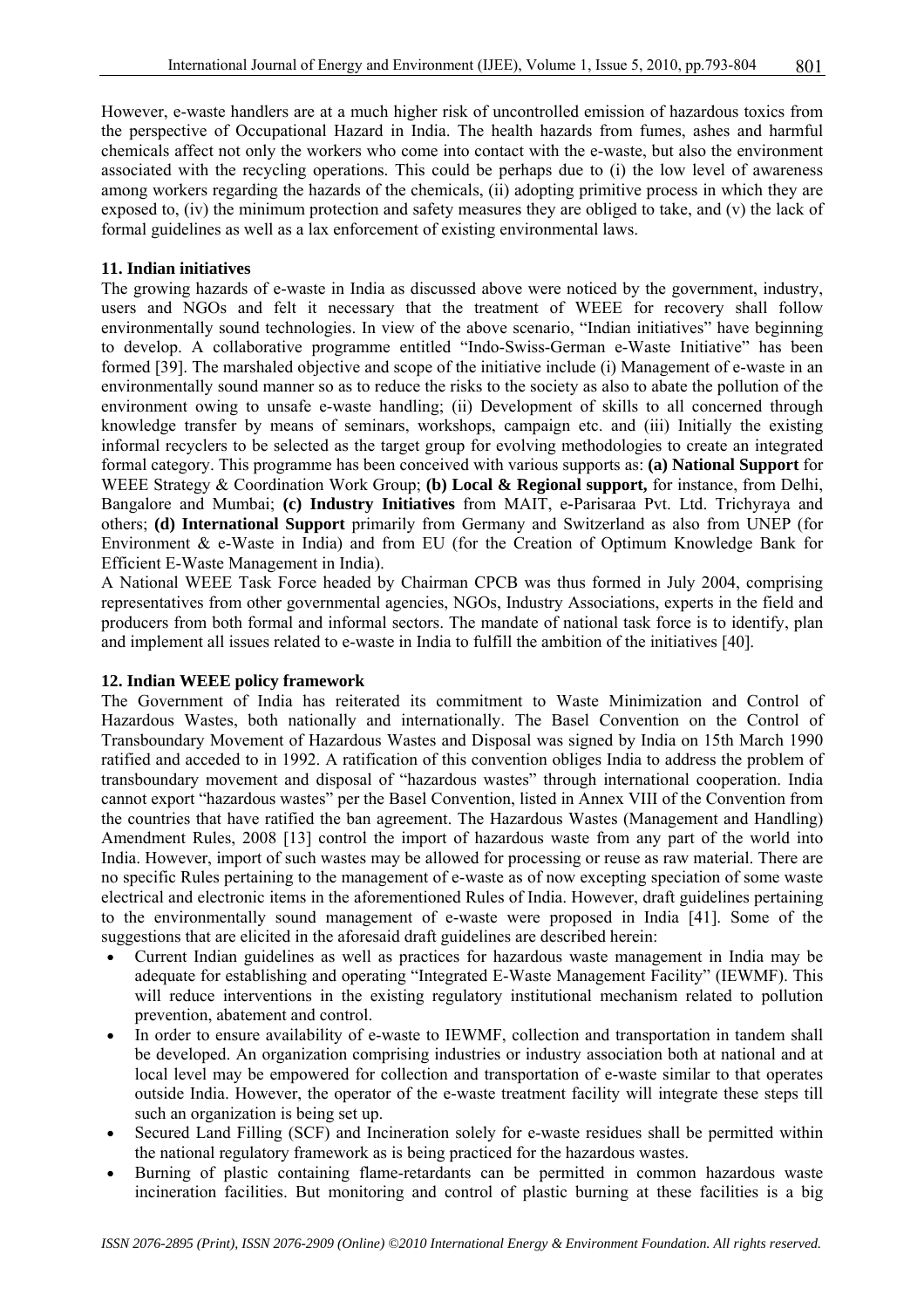However, e-waste handlers are at a much higher risk of uncontrolled emission of hazardous toxics from the perspective of Occupational Hazard in India. The health hazards from fumes, ashes and harmful chemicals affect not only the workers who come into contact with the e-waste, but also the environment associated with the recycling operations. This could be perhaps due to (i) the low level of awareness among workers regarding the hazards of the chemicals, (ii) adopting primitive process in which they are exposed to, (iv) the minimum protection and safety measures they are obliged to take, and (v) the lack of formal guidelines as well as a lax enforcement of existing environmental laws.

## 11. Indian initiatives

The growing hazards of e-waste in India as discussed above were noticed by the government, industry, users and NGOs and felt it necessary that the treatment of WEEE for recovery shall follow environmentally sound technologies. In view of the above scenario, "Indian initiatives" have beginning to develop. A collaborative programme entitled "Indo-Swiss-German e-Waste Initiative" has been formed [39]. The marshaled objective and scope of the initiative include (i) Management of e-waste in an environmentally sound manner so as to reduce the risks to the society as also to abate the pollution of the environment owing to unsafe e-waste handling; (ii) Development of skills to all concerned through knowledge transfer by means of seminars, workshops, campaign etc. and (iii) Initially the existing informal recyclers to be selected as the target group for evolving methodologies to create an integrated formal category. This programme has been conceived with various supports as: **(a) National Support** for WEEE Strategy & Coordination Work Group; **(b) Local & Regional support,** for instance, from Delhi, Bangalore and Mumbai; **(c) Industry Initiatives** from MAIT, e-Parisaraa Pvt. Ltd. Trichyraya and others; **(d) International Support** primarily from Germany and Switzerland as also from UNEP (for Environment & e-Waste in India) and from EU (for the Creation of Optimum Knowledge Bank for Efficient E-Waste Management in India).

A National WEEE Task Force headed by Chairman CPCB was thus formed in July 2004, comprising representatives from other governmental agencies, NGOs, Industry Associations, experts in the field and producers from both formal and informal sectors. The mandate of national task force is to identify, plan and implement all issues related to e-waste in India to fulfill the ambition of the initiatives [40].

## 12. Indian WEEE policy framework

The Government of India has reiterated its commitment to Waste Minimization and Control of Hazardous Wastes, both nationally and internationally. The Basel Convention on the Control of Transboundary Movement of Hazardous Wastes and Disposal was signed by India on 15th March 1990 ratified and acceded to in 1992. A ratification of this convention obliges India to address the problem of transboundary movement and disposal of "hazardous wastes" through international cooperation. India cannot export "hazardous wastes" per the Basel Convention, listed in Annex VIII of the Convention from the countries that have ratified the ban agreement. The Hazardous Wastes (Management and Handling) Amendment Rules, 2008 [13] control the import of hazardous waste from any part of the world into India. However, import of such wastes may be allowed for processing or reuse as raw material. There are no specific Rules pertaining to the management of e-waste as of now excepting speciation of some waste electrical and electronic items in the aforementioned Rules of India. However, draft guidelines pertaining to the environmentally sound management of e-waste were proposed in India [41]. Some of the suggestions that are elicited in the aforesaid draft guidelines are described herein:

- Current Indian guidelines as well as practices for hazardous waste management in India may be adequate for establishing and operating "Integrated E-Waste Management Facility" (IEWMF). This will reduce interventions in the existing regulatory institutional mechanism related to pollution prevention, abatement and control.
- In order to ensure availability of e-waste to IEWMF, collection and transportation in tandem shall be developed. An organization comprising industries or industry association both at national and at local level may be empowered for collection and transportation of e-waste similar to that operates outside India. However, the operator of the e-waste treatment facility will integrate these steps till such an organization is being set up.
- Secured Land Filling (SCF) and Incineration solely for e-waste residues shall be permitted within the national regulatory framework as is being practiced for the hazardous wastes.
- Burning of plastic containing flame-retardants can be permitted in common hazardous waste incineration facilities. But monitoring and control of plastic burning at these facilities is a big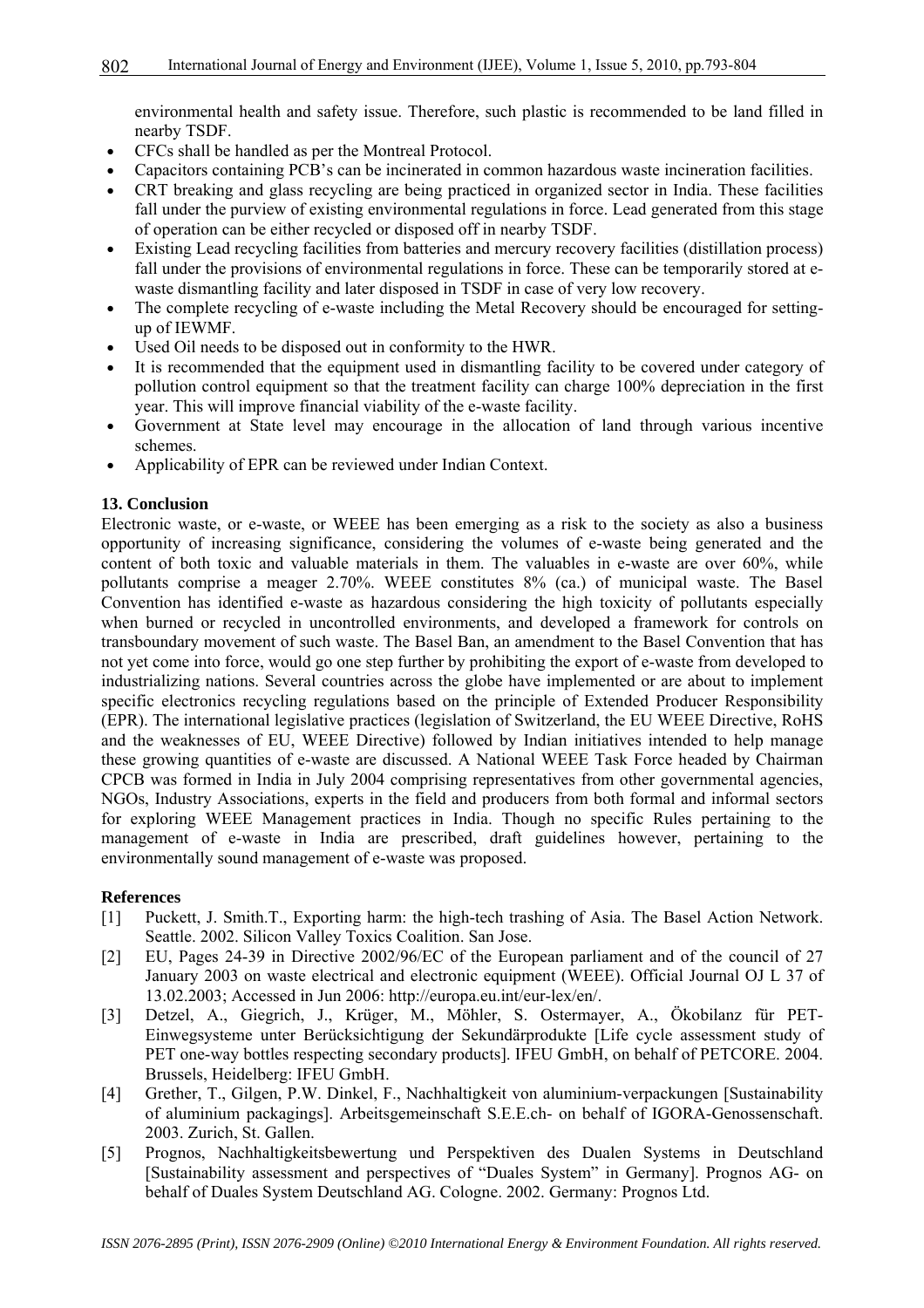environmental health and safety issue. Therefore, such plastic is recommended to be land filled in nearby TSDF.

- CFCs shall be handled as per the Montreal Protocol.
- Capacitors containing PCB's can be incinerated in common hazardous waste incineration facilities.
- CRT breaking and glass recycling are being practiced in organized sector in India. These facilities fall under the purview of existing environmental regulations in force. Lead generated from this stage of operation can be either recycled or disposed off in nearby TSDF.
- Existing Lead recycling facilities from batteries and mercury recovery facilities (distillation process) fall under the provisions of environmental regulations in force. These can be temporarily stored at e-waste dismantling facility and later disposed in TSDF in case of very low recovery.
- The complete recycling of e-waste including the Metal Recovery should be encouraged for setting-up of IEWMF.
- Used Oil needs to be disposed out in conformity to the HWR.
- It is recommended that the equipment used in dismantling facility to be covered under category of pollution control equipment so that the treatment facility can charge 100% depreciation in the first year. This will improve financial viability of the e-waste facility.
- Government at State level may encourage in the allocation of land through various incentive schemes.
- Applicability of EPR can be reviewed under Indian Context.

## 13. Conclusion

Electronic waste, or e-waste, or WEEE has been emerging as a risk to the society as also a business opportunity of increasing significance, considering the volumes of e-waste being generated and the content of both toxic and valuable materials in them. The valuables in e-waste are over 60%, while pollutants comprise a meager 2.70%. WEEE constitutes 8% (ca.) of municipal waste. The Basel Convention has identified e-waste as hazardous considering the high toxicity of pollutants especially when burned or recycled in uncontrolled environments, and developed a framework for controls on transboundary movement of such waste. The Basel Ban, an amendment to the Basel Convention that has not yet come into force, would go one step further by prohibiting the export of e-waste from developed to industrializing nations. Several countries across the globe have implemented or are about to implement specific electronics recycling regulations based on the principle of Extended Producer Responsibility (EPR). The international legislative practices (legislation of Switzerland, the EU WEEE Directive, RoHS and the weaknesses of EU, WEEE Directive) followed by Indian initiatives intended to help manage these growing quantities of e-waste are discussed. A National WEEE Task Force headed by Chairman CPCB was formed in India in July 2004 comprising representatives from other governmental agencies, NGOs, Industry Associations, experts in the field and producers from both formal and informal sectors for exploring WEEE Management practices in India. Though no specific Rules pertaining to the management of e-waste in India are prescribed, draft guidelines however, pertaining to the environmentally sound management of e-waste was proposed.

## References

[1] Puckett, J. Smith.T., Exporting harm: the high-tech trashing of Asia. The Basel Action Network. Seattle. 2002. Silicon Valley Toxics Coalition. San Jose.

[2] EU, Pages 24-39 in Directive 2002/96/EC of the European parliament and of the council of 27 January 2003 on waste electrical and electronic equipment (WEEE). Official Journal OJ L 37 of 13.02.2003; Accessed in Jun 2006: http://europa.eu.int/eur-lex/en/.

[3] Detzel, A., Giegrich, J., Krüger, M., Möhler, S. Ostermayer, A., Ökobilanz für PET-Einwegsysteme unter Berücksichtigung der Sekundärprodukte [Life cycle assessment study of PET one-way bottles respecting secondary products]. IFEU GmbH, on behalf of PETCORE. 2004. Brussels, Heidelberg: IFEU GmbH.

[4] Grether, T., Gilgen, P.W. Dinkel, F., Nachhaltigkeit von aluminium-verpackungen [Sustainability of aluminium packagings]. Arbeitsgemeinschaft S.E.E.ch- on behalf of IGORA-Genossenschaft. 2003. Zurich, St. Gallen.

[5] Prognos, Nachhaltigkeitsbewertung und Perspektiven des Dualen Systems in Deutschland [Sustainability assessment and perspectives of "Duales System" in Germany]. Prognos AG- on behalf of Duales System Deutschland AG. Cologne. 2002. Germany: Prognos Ltd.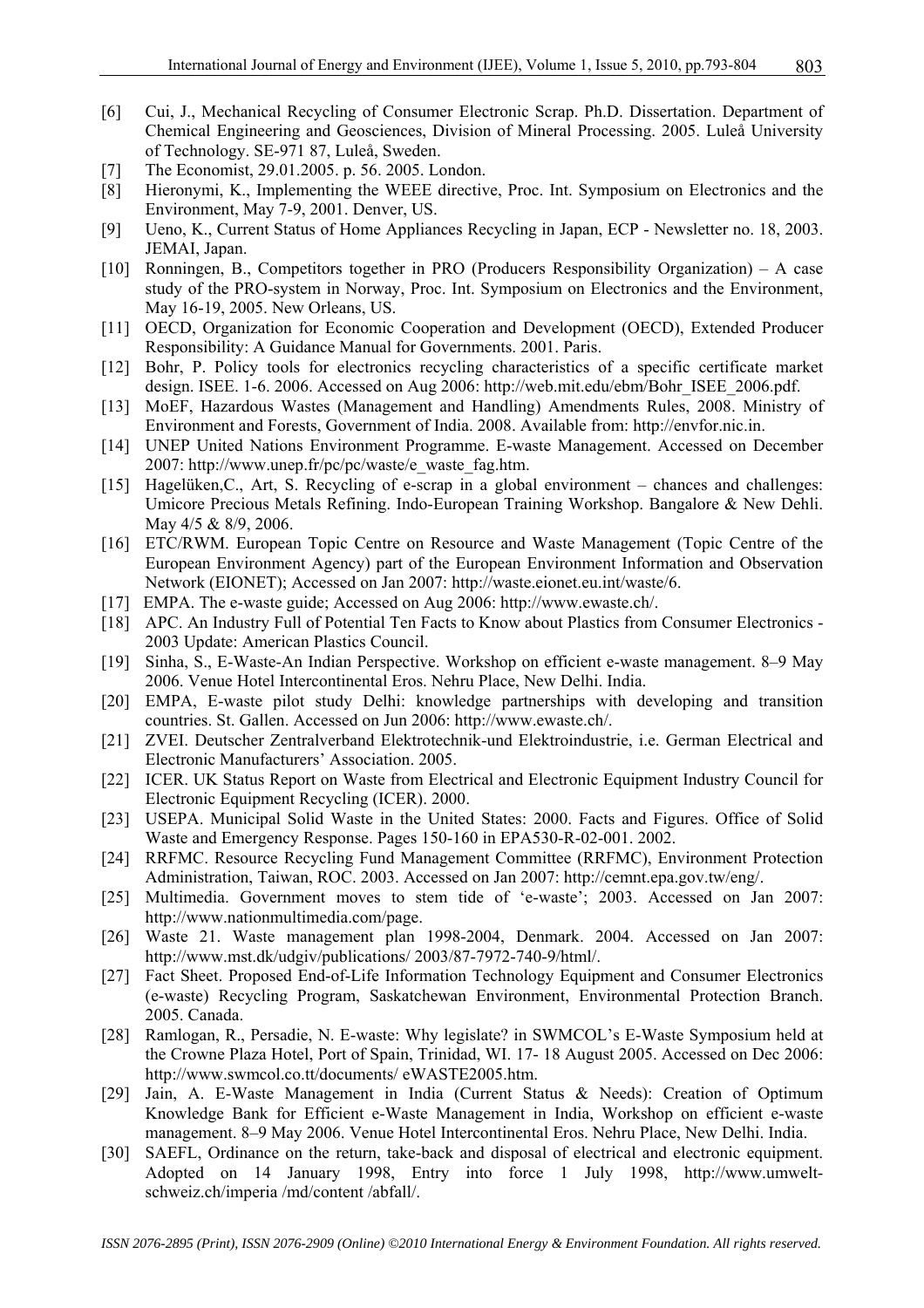[6] Cui, J., Mechanical Recycling of Consumer Electronic Scrap. Ph.D. Dissertation. Department of Chemical Engineering and Geosciences, Division of Mineral Processing. 2005. Luleå University of Technology. SE-971 87, Luleå, Sweden.

[7] The Economist, 29.01.2005. p. 56. 2005. London.

[8] Hieronymi, K., Implementing the WEEE directive, Proc. Int. Symposium on Electronics and the Environment, May 7-9, 2001. Denver, US.

[9] Ueno, K., Current Status of Home Appliances Recycling in Japan, ECP - Newsletter no. 18, 2003. JEMAI, Japan.

[10] Ronningen, B., Competitors together in PRO (Producers Responsibility Organization) – A case study of the PRO-system in Norway, Proc. Int. Symposium on Electronics and the Environment, May 16-19, 2005. New Orleans, US.

[11] OECD, Organization for Economic Cooperation and Development (OECD), Extended Producer Responsibility: A Guidance Manual for Governments. 2001. Paris.

[12] Bohr, P. Policy tools for electronics recycling characteristics of a specific certificate market design. ISEE. 1-6. 2006. Accessed on Aug 2006: http://web.mit.edu/ebm/Bohr_ISEE_2006.pdf.

[13] MoEF, Hazardous Wastes (Management and Handling) Amendments Rules, 2008. Ministry of Environment and Forests, Government of India. 2008. Available from: http://envfor.nic.in.

[14] UNEP United Nations Environment Programme. E-waste Management. Accessed on December 2007: http://www.unep.fr/pc/pc/waste/e_waste_faq.htm.

[15] Hagelüken,C., Art, S. Recycling of e-scrap in a global environment – chances and challenges: Umicore Precious Metals Refining. Indo-European Training Workshop. Bangalore & New Dehli. May 4/5 & 8/9, 2006.

[16] ETC/RWM. European Topic Centre on Resource and Waste Management (Topic Centre of the European Environment Agency) part of the European Environment Information and Observation Network (EIONET); Accessed on Jan 2007: http://waste.eionet.eu.int/waste/6.

[17] EMPA. The e-waste guide; Accessed on Aug 2006: http://www.ewaste.ch/.

[18] APC. An Industry Full of Potential Ten Facts to Know about Plastics from Consumer Electronics - 2003 Update: American Plastics Council.

[19] Sinha, S., E-Waste-An Indian Perspective. Workshop on efficient e-waste management. 8–9 May 2006. Venue Hotel Intercontinental Eros. Nehru Place, New Delhi. India.

[20] EMPA, E-waste pilot study Delhi: knowledge partnerships with developing and transition countries. St. Gallen. Accessed on Jun 2006: http://www.ewaste.ch/.

[21] ZVEI. Deutscher Zentralverband Elektrotechnik-und Elektroindustrie, i.e. German Electrical and Electronic Manufacturers' Association. 2005.

[22] ICER. UK Status Report on Waste from Electrical and Electronic Equipment Industry Council for Electronic Equipment Recycling (ICER). 2000.

[23] USEPA. Municipal Solid Waste in the United States: 2000. Facts and Figures. Office of Solid Waste and Emergency Response. Pages 150-160 in EPA530-R-02-001. 2002.

[24] RRFMC. Resource Recycling Fund Management Committee (RRFMC), Environment Protection Administration, Taiwan, ROC. 2003. Accessed on Jan 2007: http://cemnt.epa.gov.tw/eng/.

[25] Multimedia. Government moves to stem tide of 'e-waste'; 2003. Accessed on Jan 2007: http://www.nationmultimedia.com/page.

[26] Waste 21. Waste management plan 1998-2004, Denmark. 2004. Accessed on Jan 2007: http://www.mst.dk/udgiv/publications/ 2003/87-7972-740-9/html/.

[27] Fact Sheet. Proposed End-of-Life Information Technology Equipment and Consumer Electronics (e-waste) Recycling Program, Saskatchewan Environment, Environmental Protection Branch. 2005. Canada.

[28] Ramlogan, R., Persadie, N. E-waste: Why legislate? in SWMCOL's E-Waste Symposium held at the Crowne Plaza Hotel, Port of Spain, Trinidad, WI. 17- 18 August 2005. Accessed on Dec 2006: http://www.swmcol.co.tt/documents/ eWASTE2005.htm.

[29] Jain, A. E-Waste Management in India (Current Status & Needs): Creation of Optimum Knowledge Bank for Efficient e-Waste Management in India, Workshop on efficient e-waste management. 8–9 May 2006. Venue Hotel Intercontinental Eros. Nehru Place, New Delhi. India.

[30] SAEFL, Ordinance on the return, take-back and disposal of electrical and electronic equipment. Adopted on 14 January 1998, Entry into force 1 July 1998, http://www.umwelt-schweiz.ch/imperia /md/content /abfall/.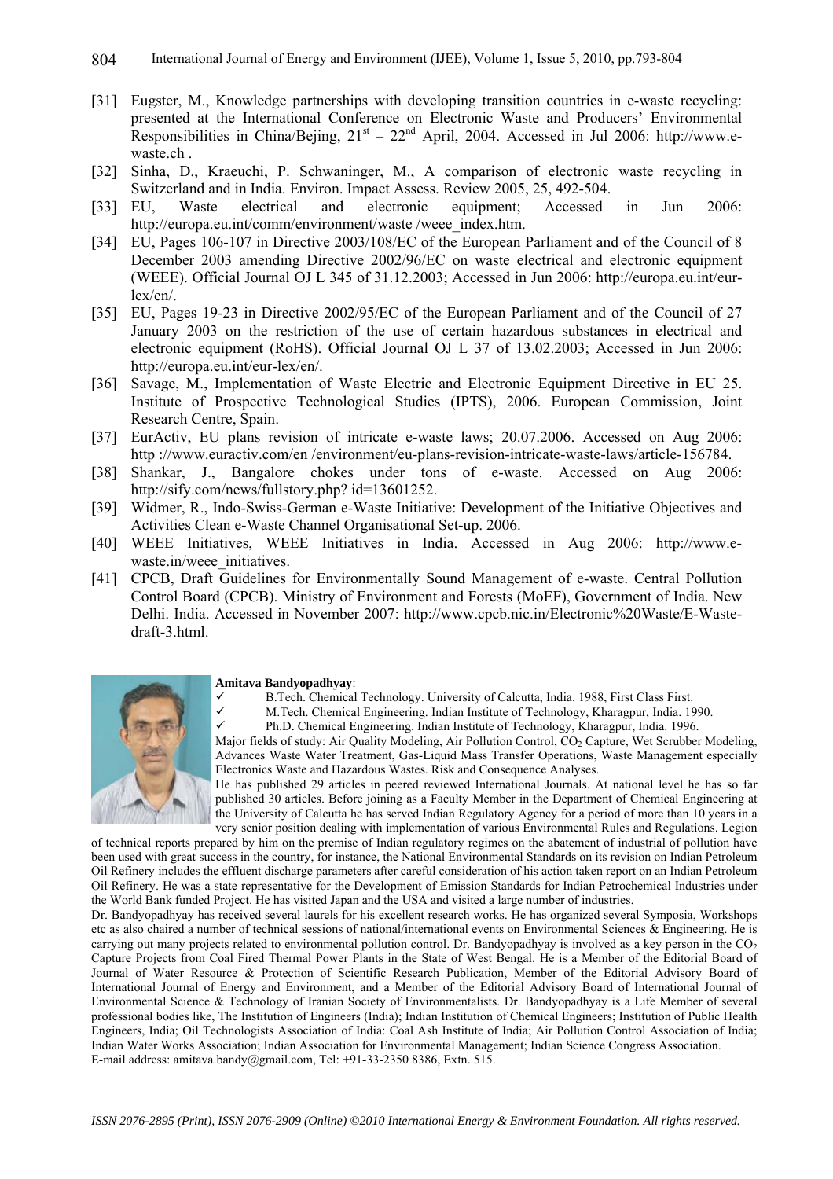[31] Eugster, M., Knowledge partnerships with developing transition countries in e-waste recycling: presented at the International Conference on Electronic Waste and Producers' Environmental Responsibilities in China/Bejing, $21^{st}$ – $22^{nd}$ April, 2004. Accessed in Jul 2006: http://www.e-waste.ch .

[32] Sinha, D., Kraeuchi, P. Schwaninger, M., A comparison of electronic waste recycling in Switzerland and in India. Environ. Impact Assess. Review 2005, 25, 492-504.

[33] EU, Waste electrical and electronic equipment; Accessed in Jun 2006: http://europa.eu.int/comm/environment/waste /weee_index.htm.

[34] EU, Pages 106-107 in Directive 2003/108/EC of the European Parliament and of the Council of 8 December 2003 amending Directive 2002/96/EC on waste electrical and electronic equipment (WEEE). Official Journal OJ L 345 of 31.12.2003; Accessed in Jun 2006: http://europa.eu.int/eur-lex/en/.

[35] EU, Pages 19-23 in Directive 2002/95/EC of the European Parliament and of the Council of 27 January 2003 on the restriction of the use of certain hazardous substances in electrical and electronic equipment (RoHS). Official Journal OJ L 37 of 13.02.2003; Accessed in Jun 2006: http://europa.eu.int/eur-lex/en/.

[36] Savage, M., Implementation of Waste Electric and Electronic Equipment Directive in EU 25. Institute of Prospective Technological Studies (IPTS), 2006. European Commission, Joint Research Centre, Spain.

[37] EurActiv, EU plans revision of intricate e-waste laws; 20.07.2006. Accessed on Aug 2006: http ://www.euractiv.com/en /environment/eu-plans-revision-intricate-waste-laws/article-156784.

[38] Shankar, J., Bangalore chokes under tons of e-waste. Accessed on Aug 2006: http://sify.com/news/fullstory.php? id=13601252.

[39] Widmer, R., Indo-Swiss-German e-Waste Initiative: Development of the Initiative Objectives and Activities Clean e-Waste Channel Organisational Set-up. 2006.

[40] WEEE Initiatives, WEEE Initiatives in India. Accessed in Aug 2006: http://www.e-waste.in/weee_initiatives.

[41] CPCB, Draft Guidelines for Environmentally Sound Management of e-waste. Central Pollution Control Board (CPCB). Ministry of Environment and Forests (MoEF), Government of India. New Delhi. India. Accessed in November 2007: http://www.cpcb.nic.in/Electronic%20Waste/E-Waste-draft-3.html.

**Amitava Bandyopadhyay**:

- ✓ B.Tech. Chemical Technology. University of Calcutta, India. 1988, First Class First.
- ✓ M.Tech. Chemical Engineering. Indian Institute of Technology, Kharagpur, India. 1990.
- ✓ Ph.D. Chemical Engineering. Indian Institute of Technology, Kharagpur, India. 1996.

Major fields of study: Air Quality Modeling, Air Pollution Control, $CO_2$ Capture, Wet Scrubber Modeling, Advances Waste Water Treatment, Gas-Liquid Mass Transfer Operations, Waste Management especially Electronics Waste and Hazardous Wastes. Risk and Consequence Analyses.

He has published 29 articles in peered reviewed International Journals. At national level he has so far published 30 articles. Before joining as a Faculty Member in the Department of Chemical Engineering at the University of Calcutta he has served Indian Regulatory Agency for a period of more than 10 years in a very senior position dealing with implementation of various Environmental Rules and Regulations. Legion of technical reports prepared by him on the premise of Indian regulatory regimes on the abatement of industrial of pollution have been used with great success in the country, for instance, the National Environmental Standards on its revision on Indian Petroleum Oil Refinery includes the effluent discharge parameters after careful consideration of his action taken report on an Indian Petroleum Oil Refinery. He was a state representative for the Development of Emission Standards for Indian Petrochemical Industries under the World Bank funded Project. He has visited Japan and the USA and visited a large number of industries.

Dr. Bandyopadhyay has received several laurels for his excellent research works. He has organized several Symposia, Workshops etc as also chaired a number of technical sessions of national/international events on Environmental Sciences & Engineering. He is carrying out many projects related to environmental pollution control. Dr. Bandyopadhyay is involved as a key person in the $CO_2$ Capture Projects from Coal Fired Thermal Power Plants in the State of West Bengal. He is a Member of the Editorial Board of Journal of Water Resource & Protection of Scientific Research Publication, Member of the Editorial Advisory Board of International Journal of Energy and Environment, and a Member of the Editorial Advisory Board of International Journal of Environmental Science & Technology of Iranian Society of Environmentalists. Dr. Bandyopadhyay is a Life Member of several professional bodies like, The Institution of Engineers (India); Indian Institution of Chemical Engineers; Institution of Public Health Engineers, India; Oil Technologists Association of India: Coal Ash Institute of India; Air Pollution Control Association of India; Indian Water Works Association; Indian Association for Environmental Management; Indian Science Congress Association.

E-mail address: amitava.bandy@gmail.com, Tel: +91-33-2350 8386, Extn. 515.